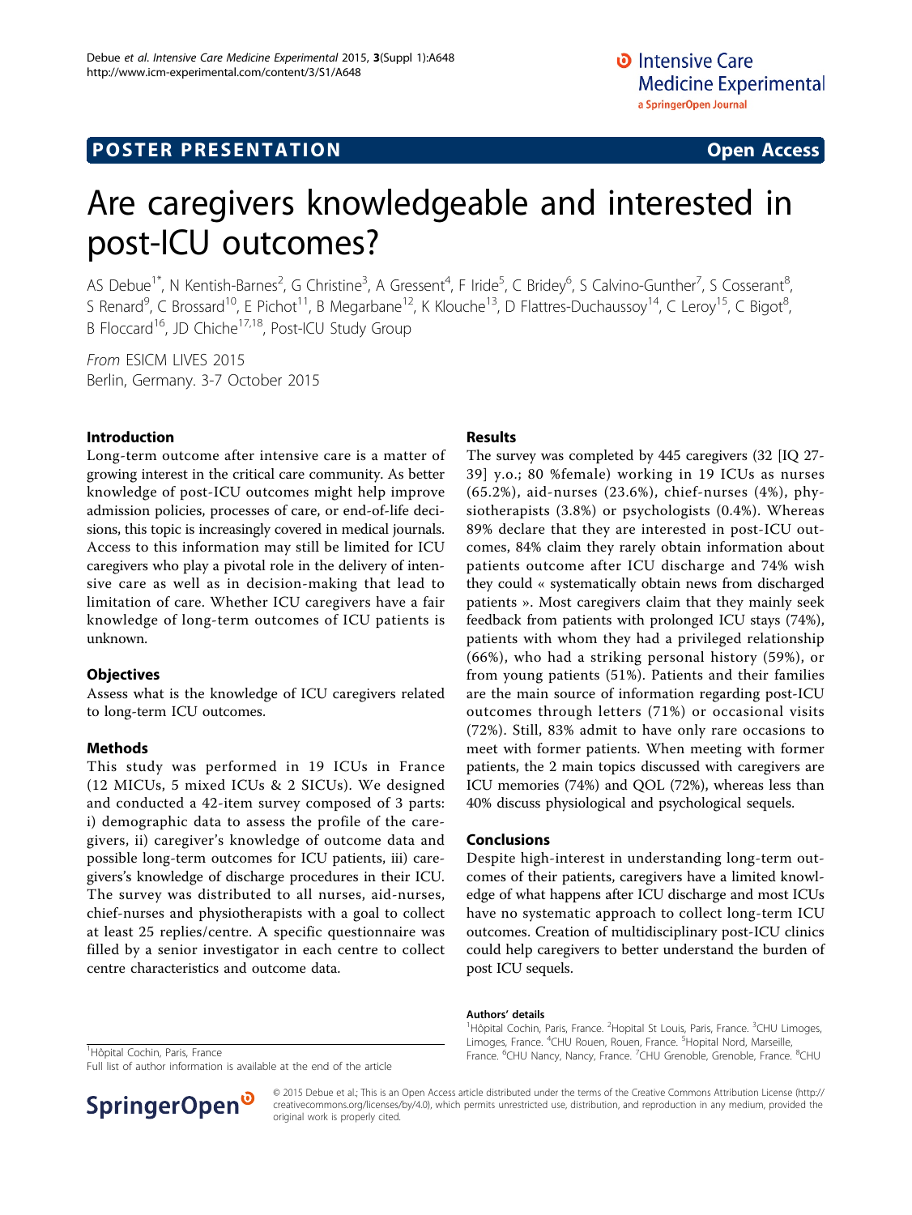POSTER PRESENTATION | Open Access

# Are caregivers knowledgeable and interested in post-ICU outcomes?

AS Debue[1*], N Kentish-Barnes[2], G Christine[3], A Gressent[4], F Iride[5], C Bridey[6], S Calvino-Gunther[7], S Cosserant[8], S Renard[9], C Brossard[10], E Pichot[11], B Megarbane[12], K Klouche[13], D Flattres-Duchaussoy[14], C Leroy[15], C Bigot[8], B Floccard[16], JD Chiche[17,18], Post-ICU Study Group

*From* ESICM LIVES 2015
Berlin, Germany. 3-7 October 2015

## Introduction

Long-term outcome after intensive care is a matter of growing interest in the critical care community. As better knowledge of post-ICU outcomes might help improve admission policies, processes of care, or end-of-life decisions, this topic is increasingly covered in medical journals. Access to this information may still be limited for ICU caregivers who play a pivotal role in the delivery of intensive care as well as in decision-making that lead to limitation of care. Whether ICU caregivers have a fair knowledge of long-term outcomes of ICU patients is unknown.

## Objectives

Assess what is the knowledge of ICU caregivers related to long-term ICU outcomes.

## Methods

This study was performed in 19 ICUs in France (12 MICUs, 5 mixed ICUs & 2 SICUs). We designed and conducted a 42-item survey composed of 3 parts: i) demographic data to assess the profile of the caregivers, ii) caregiver's knowledge of outcome data and possible long-term outcomes for ICU patients, iii) caregivers's knowledge of discharge procedures in their ICU. The survey was distributed to all nurses, aid-nurses, chief-nurses and physiotherapists with a goal to collect at least 25 replies/centre. A specific questionnaire was filled by a senior investigator in each centre to collect centre characteristics and outcome data.

## Results

The survey was completed by 445 caregivers (32 [IQ 27-39] y.o.; 80 %female) working in 19 ICUs as nurses (65.2%), aid-nurses (23.6%), chief-nurses (4%), physiotherapists (3.8%) or psychologists (0.4%). Whereas 89% declare that they are interested in post-ICU outcomes, 84% claim they rarely obtain information about patients outcome after ICU discharge and 74% wish they could « systematically obtain news from discharged patients ». Most caregivers claim that they mainly seek feedback from patients with prolonged ICU stays (74%), patients with whom they had a privileged relationship (66%), who had a striking personal history (59%), or from young patients (51%). Patients and their families are the main source of information regarding post-ICU outcomes through letters (71%) or occasional visits (72%). Still, 83% admit to have only rare occasions to meet with former patients. When meeting with former patients, the 2 main topics discussed with caregivers are ICU memories (74%) and QOL (72%), whereas less than 40% discuss physiological and psychological sequels.

## Conclusions

Despite high-interest in understanding long-term outcomes of their patients, caregivers have a limited knowledge of what happens after ICU discharge and most ICUs have no systematic approach to collect long-term ICU outcomes. Creation of multidisciplinary post-ICU clinics could help caregivers to better understand the burden of post ICU sequels.

**Authors' details**
[1]Hôpital Cochin, Paris, France. [2]Hopital St Louis, Paris, France. [3]CHU Limoges, Limoges, France. [4]CHU Rouen, Rouen, France. [5]Hopital Nord, Marseille, France. [6]CHU Nancy, Nancy, France. [7]CHU Grenoble, Grenoble, France. [8]CHU

[1]Hôpital Cochin, Paris, France
Full list of author information is available at the end of the article

© 2015 Debue et al.; This is an Open Access article distributed under the terms of the Creative Commons Attribution License (http://creativecommons.org/licenses/by/4.0), which permits unrestricted use, distribution, and reproduction in any medium, provided the original work is properly cited.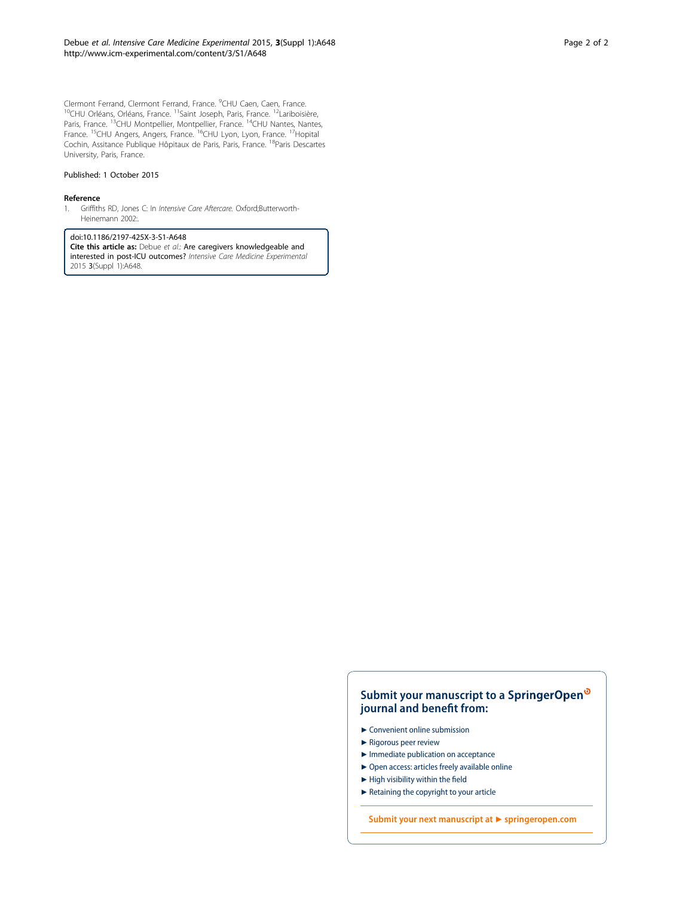Clermont Ferrand, Clermont Ferrand, France. [9]CHU Caen, Caen, France. [10]CHU Orléans, Orléans, France. [11]Saint Joseph, Paris, France. [12]Lariboisière, Paris, France. [13]CHU Montpellier, Montpellier, France. [14]CHU Nantes, Nantes, France. [15]CHU Angers, Angers, France. [16]CHU Lyon, Lyon, France. [17]Hopital Cochin, Assitance Publique Hôpitaux de Paris, Paris, France. [18]Paris Descartes University, Paris, France.

Published: 1 October 2015

**Reference**

1. Griffiths RD, Jones C: In *Intensive Care Aftercare.* Oxford;Butterworth-Heinemann 2002:.

doi:10.1186/2197-425X-3-S1-A648
**Cite this article as:** Debue *et al.*: Are caregivers knowledgeable and interested in post-ICU outcomes? *Intensive Care Medicine Experimental* 2015 **3**(Suppl 1):A648.

**Submit your manuscript to a SpringerOpen journal and benefit from:**

- ► Convenient online submission
- ► Rigorous peer review
- ► Immediate publication on acceptance
- ► Open access: articles freely available online
- ► High visibility within the field
- ► Retaining the copyright to your article

**Submit your next manuscript at ► springeropen.com**